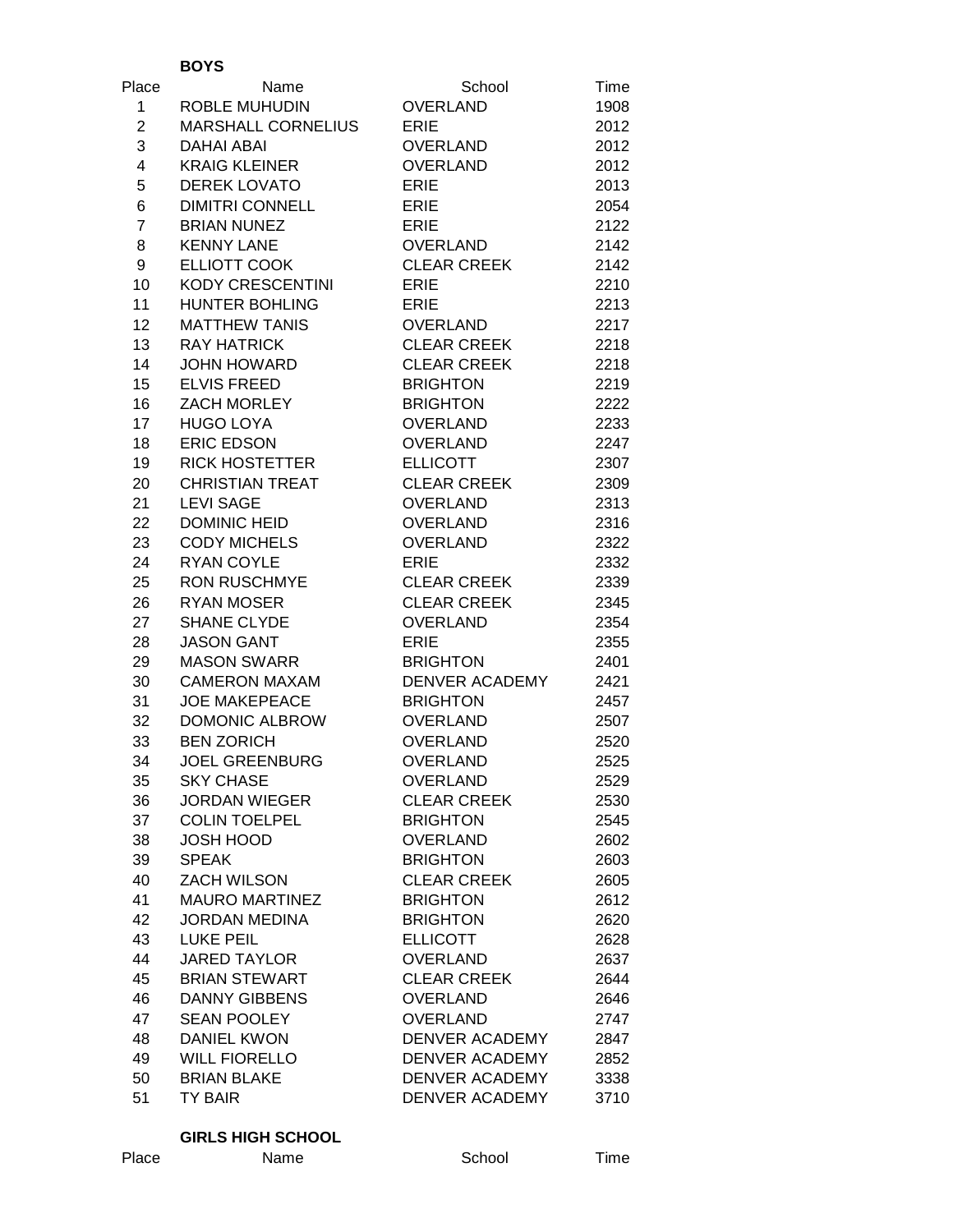**BOYS**

| Place | Name | School | Time |
|---|---|---|---|
| 1 | ROBLE MUHUDIN | OVERLAND | 1908 |
| 2 | MARSHALL CORNELIUS | ERIE | 2012 |
| 3 | DAHAI ABAI | OVERLAND | 2012 |
| 4 | KRAIG KLEINER | OVERLAND | 2012 |
| 5 | DEREK LOVATO | ERIE | 2013 |
| 6 | DIMITRI CONNELL | ERIE | 2054 |
| 7 | BRIAN NUNEZ | ERIE | 2122 |
| 8 | KENNY LANE | OVERLAND | 2142 |
| 9 | ELLIOTT COOK | CLEAR CREEK | 2142 |
| 10 | KODY CRESCENTINI | ERIE | 2210 |
| 11 | HUNTER BOHLING | ERIE | 2213 |
| 12 | MATTHEW TANIS | OVERLAND | 2217 |
| 13 | RAY HATRICK | CLEAR CREEK | 2218 |
| 14 | JOHN HOWARD | CLEAR CREEK | 2218 |
| 15 | ELVIS FREED | BRIGHTON | 2219 |
| 16 | ZACH MORLEY | BRIGHTON | 2222 |
| 17 | HUGO LOYA | OVERLAND | 2233 |
| 18 | ERIC EDSON | OVERLAND | 2247 |
| 19 | RICK HOSTETTER | ELLICOTT | 2307 |
| 20 | CHRISTIAN TREAT | CLEAR CREEK | 2309 |
| 21 | LEVI SAGE | OVERLAND | 2313 |
| 22 | DOMINIC HEID | OVERLAND | 2316 |
| 23 | CODY MICHELS | OVERLAND | 2322 |
| 24 | RYAN COYLE | ERIE | 2332 |
| 25 | RON RUSCHMYE | CLEAR CREEK | 2339 |
| 26 | RYAN MOSER | CLEAR CREEK | 2345 |
| 27 | SHANE CLYDE | OVERLAND | 2354 |
| 28 | JASON GANT | ERIE | 2355 |
| 29 | MASON SWARR | BRIGHTON | 2401 |
| 30 | CAMERON MAXAM | DENVER ACADEMY | 2421 |
| 31 | JOE MAKEPEACE | BRIGHTON | 2457 |
| 32 | DOMONIC ALBROW | OVERLAND | 2507 |
| 33 | BEN ZORICH | OVERLAND | 2520 |
| 34 | JOEL GREENBURG | OVERLAND | 2525 |
| 35 | SKY CHASE | OVERLAND | 2529 |
| 36 | JORDAN WIEGER | CLEAR CREEK | 2530 |
| 37 | COLIN TOELPEL | BRIGHTON | 2545 |
| 38 | JOSH HOOD | OVERLAND | 2602 |
| 39 | SPEAK | BRIGHTON | 2603 |
| 40 | ZACH WILSON | CLEAR CREEK | 2605 |
| 41 | MAURO MARTINEZ | BRIGHTON | 2612 |
| 42 | JORDAN MEDINA | BRIGHTON | 2620 |
| 43 | LUKE PEIL | ELLICOTT | 2628 |
| 44 | JARED TAYLOR | OVERLAND | 2637 |
| 45 | BRIAN STEWART | CLEAR CREEK | 2644 |
| 46 | DANNY GIBBENS | OVERLAND | 2646 |
| 47 | SEAN POOLEY | OVERLAND | 2747 |
| 48 | DANIEL KWON | DENVER ACADEMY | 2847 |
| 49 | WILL FIORELLO | DENVER ACADEMY | 2852 |
| 50 | BRIAN BLAKE | DENVER ACADEMY | 3338 |
| 51 | TY BAIR | DENVER ACADEMY | 3710 |

**GIRLS HIGH SCHOOL**

| Place | Name | School | Time |
|---|---|---|---|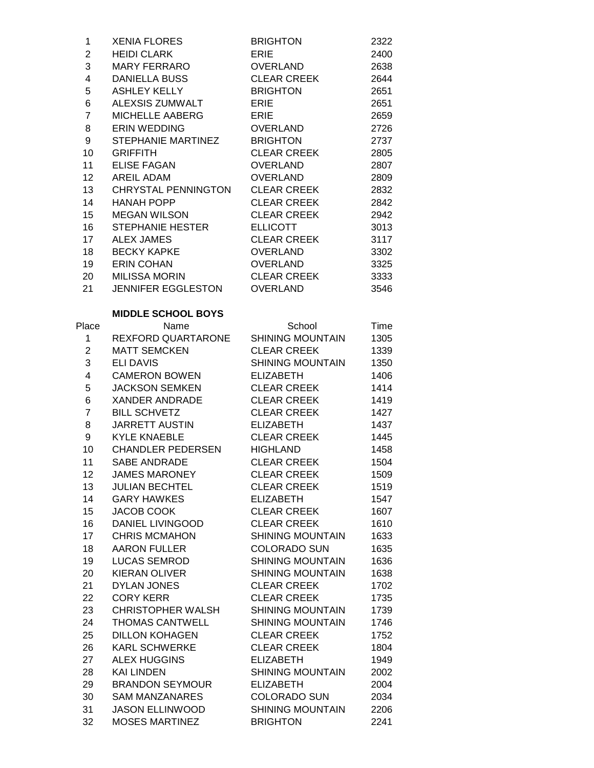| | | | |
|---|---|---|---|
| 1 | XENIA FLORES | BRIGHTON | 2322 |
| 2 | HEIDI CLARK | ERIE | 2400 |
| 3 | MARY FERRARO | OVERLAND | 2638 |
| 4 | DANIELLA BUSS | CLEAR CREEK | 2644 |
| 5 | ASHLEY KELLY | BRIGHTON | 2651 |
| 6 | ALEXSIS ZUMWALT | ERIE | 2651 |
| 7 | MICHELLE AABERG | ERIE | 2659 |
| 8 | ERIN WEDDING | OVERLAND | 2726 |
| 9 | STEPHANIE MARTINEZ | BRIGHTON | 2737 |
| 10 | GRIFFITH | CLEAR CREEK | 2805 |
| 11 | ELISE FAGAN | OVERLAND | 2807 |
| 12 | AREIL ADAM | OVERLAND | 2809 |
| 13 | CHRYSTAL PENNINGTON | CLEAR CREEK | 2832 |
| 14 | HANAH POPP | CLEAR CREEK | 2842 |
| 15 | MEGAN WILSON | CLEAR CREEK | 2942 |
| 16 | STEPHANIE HESTER | ELLICOTT | 3013 |
| 17 | ALEX JAMES | CLEAR CREEK | 3117 |
| 18 | BECKY KAPKE | OVERLAND | 3302 |
| 19 | ERIN COHAN | OVERLAND | 3325 |
| 20 | MILISSA MORIN | CLEAR CREEK | 3333 |
| 21 | JENNIFER EGGLESTON | OVERLAND | 3546 |

**MIDDLE SCHOOL BOYS**

| Place | Name | School | Time |
|---|---|---|---|
| 1 | REXFORD QUARTARONE | SHINING MOUNTAIN | 1305 |
| 2 | MATT SEMCKEN | CLEAR CREEK | 1339 |
| 3 | ELI DAVIS | SHINING MOUNTAIN | 1350 |
| 4 | CAMERON BOWEN | ELIZABETH | 1406 |
| 5 | JACKSON SEMKEN | CLEAR CREEK | 1414 |
| 6 | XANDER ANDRADE | CLEAR CREEK | 1419 |
| 7 | BILL SCHVETZ | CLEAR CREEK | 1427 |
| 8 | JARRETT AUSTIN | ELIZABETH | 1437 |
| 9 | KYLE KNAEBLE | CLEAR CREEK | 1445 |
| 10 | CHANDLER PEDERSEN | HIGHLAND | 1458 |
| 11 | SABE ANDRADE | CLEAR CREEK | 1504 |
| 12 | JAMES MARONEY | CLEAR CREEK | 1509 |
| 13 | JULIAN BECHTEL | CLEAR CREEK | 1519 |
| 14 | GARY HAWKES | ELIZABETH | 1547 |
| 15 | JACOB COOK | CLEAR CREEK | 1607 |
| 16 | DANIEL LIVINGOOD | CLEAR CREEK | 1610 |
| 17 | CHRIS MCMAHON | SHINING MOUNTAIN | 1633 |
| 18 | AARON FULLER | COLORADO SUN | 1635 |
| 19 | LUCAS SEMROD | SHINING MOUNTAIN | 1636 |
| 20 | KIERAN OLIVER | SHINING MOUNTAIN | 1638 |
| 21 | DYLAN JONES | CLEAR CREEK | 1702 |
| 22 | CORY KERR | CLEAR CREEK | 1735 |
| 23 | CHRISTOPHER WALSH | SHINING MOUNTAIN | 1739 |
| 24 | THOMAS CANTWELL | SHINING MOUNTAIN | 1746 |
| 25 | DILLON KOHAGEN | CLEAR CREEK | 1752 |
| 26 | KARL SCHWERKE | CLEAR CREEK | 1804 |
| 27 | ALEX HUGGINS | ELIZABETH | 1949 |
| 28 | KAI LINDEN | SHINING MOUNTAIN | 2002 |
| 29 | BRANDON SEYMOUR | ELIZABETH | 2004 |
| 30 | SAM MANZANARES | COLORADO SUN | 2034 |
| 31 | JASON ELLINWOOD | SHINING MOUNTAIN | 2206 |
| 32 | MOSES MARTINEZ | BRIGHTON | 2241 |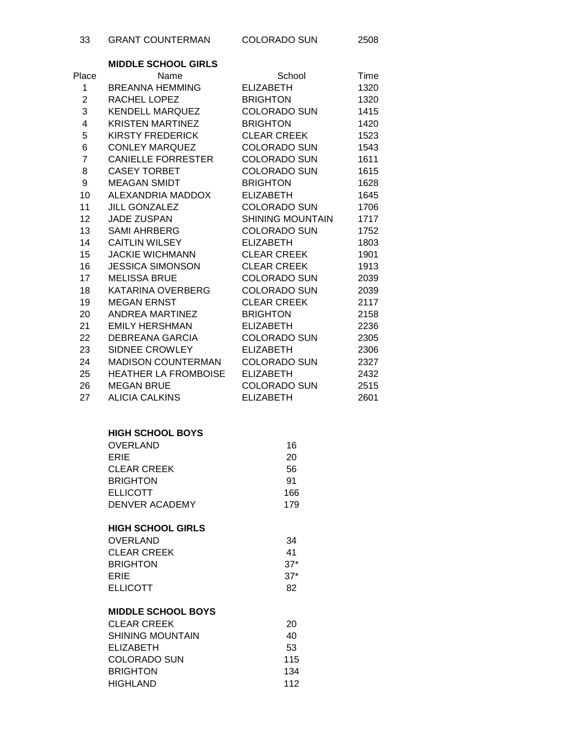| 33 | GRANT COUNTERMAN | COLORADO SUN | 2508 |
|---|---|---|---|

**MIDDLE SCHOOL GIRLS**

| Place | Name | School | Time |
|---|---|---|---|
| 1 | BREANNA HEMMING | ELIZABETH | 1320 |
| 2 | RACHEL LOPEZ | BRIGHTON | 1320 |
| 3 | KENDELL MARQUEZ | COLORADO SUN | 1415 |
| 4 | KRISTEN MARTINEZ | BRIGHTON | 1420 |
| 5 | KIRSTY FREDERICK | CLEAR CREEK | 1523 |
| 6 | CONLEY MARQUEZ | COLORADO SUN | 1543 |
| 7 | CANIELLE FORRESTER | COLORADO SUN | 1611 |
| 8 | CASEY TORBET | COLORADO SUN | 1615 |
| 9 | MEAGAN SMIDT | BRIGHTON | 1628 |
| 10 | ALEXANDRIA MADDOX | ELIZABETH | 1645 |
| 11 | JILL GONZALEZ | COLORADO SUN | 1706 |
| 12 | JADE ZUSPAN | SHINING MOUNTAIN | 1717 |
| 13 | SAMI AHRBERG | COLORADO SUN | 1752 |
| 14 | CAITLIN WILSEY | ELIZABETH | 1803 |
| 15 | JACKIE WICHMANN | CLEAR CREEK | 1901 |
| 16 | JESSICA SIMONSON | CLEAR CREEK | 1913 |
| 17 | MELISSA BRUE | COLORADO SUN | 2039 |
| 18 | KATARINA OVERBERG | COLORADO SUN | 2039 |
| 19 | MEGAN ERNST | CLEAR CREEK | 2117 |
| 20 | ANDREA MARTINEZ | BRIGHTON | 2158 |
| 21 | EMILY HERSHMAN | ELIZABETH | 2236 |
| 22 | DEBREANA GARCIA | COLORADO SUN | 2305 |
| 23 | SIDNEE CROWLEY | ELIZABETH | 2306 |
| 24 | MADISON COUNTERMAN | COLORADO SUN | 2327 |
| 25 | HEATHER LA FROMBOISE | ELIZABETH | 2432 |
| 26 | MEGAN BRUE | COLORADO SUN | 2515 |
| 27 | ALICIA CALKINS | ELIZABETH | 2601 |

**HIGH SCHOOL BOYS**

| | |
|---|---|
| OVERLAND | 16 |
| ERIE | 20 |
| CLEAR CREEK | 56 |
| BRIGHTON | 91 |
| ELLICOTT | 166 |
| DENVER ACADEMY | 179 |

**HIGH SCHOOL GIRLS**

| | |
|---|---|
| OVERLAND | 34 |
| CLEAR CREEK | 41 |
| BRIGHTON | 37* |
| ERIE | 37* |
| ELLICOTT | 82 |

**MIDDLE SCHOOL BOYS**

| | |
|---|---|
| CLEAR CREEK | 20 |
| SHINING MOUNTAIN | 40 |
| ELIZABETH | 53 |
| COLORADO SUN | 115 |
| BRIGHTON | 134 |
| HIGHLAND | 112 |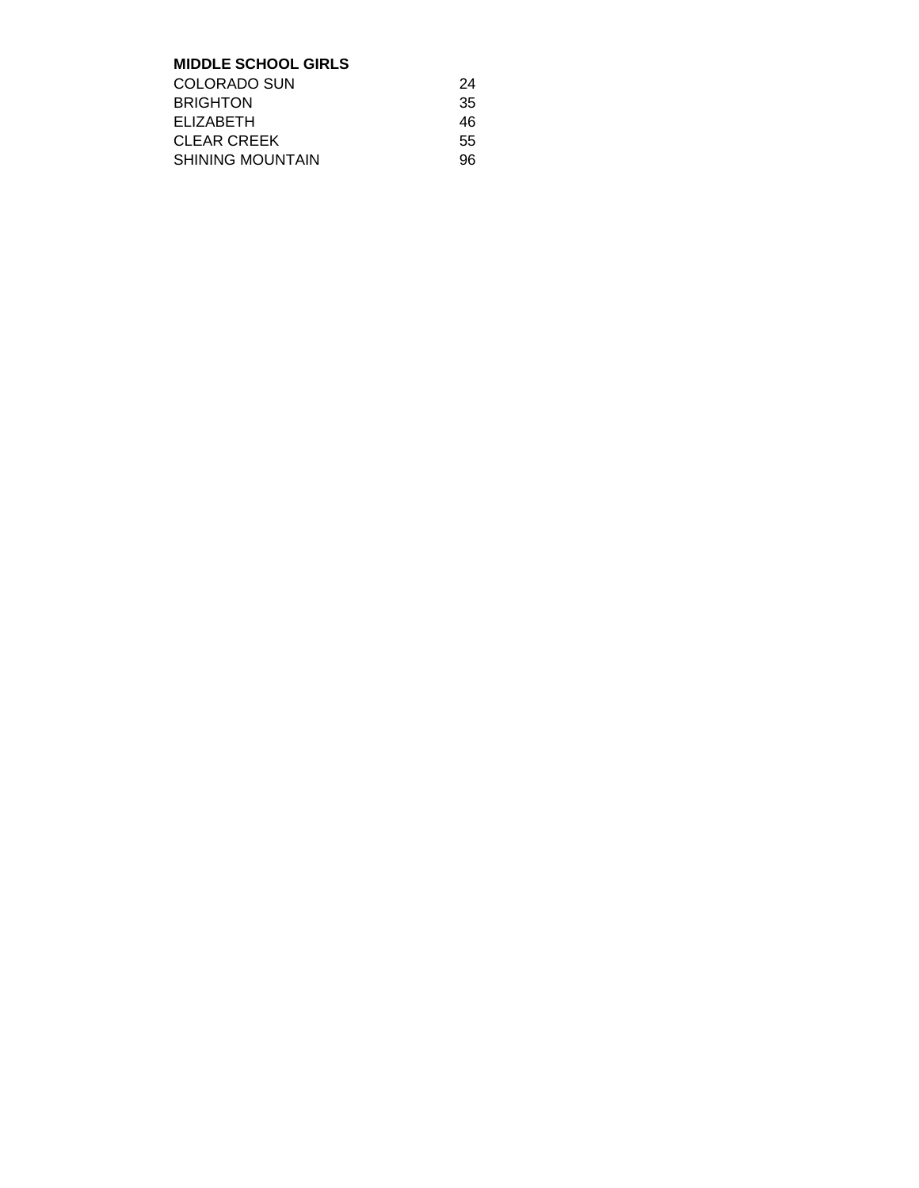**MIDDLE SCHOOL GIRLS**

| | |
|---|---|
| COLORADO SUN | 24 |
| BRIGHTON | 35 |
| ELIZABETH | 46 |
| CLEAR CREEK | 55 |
| SHINING MOUNTAIN | 96 |